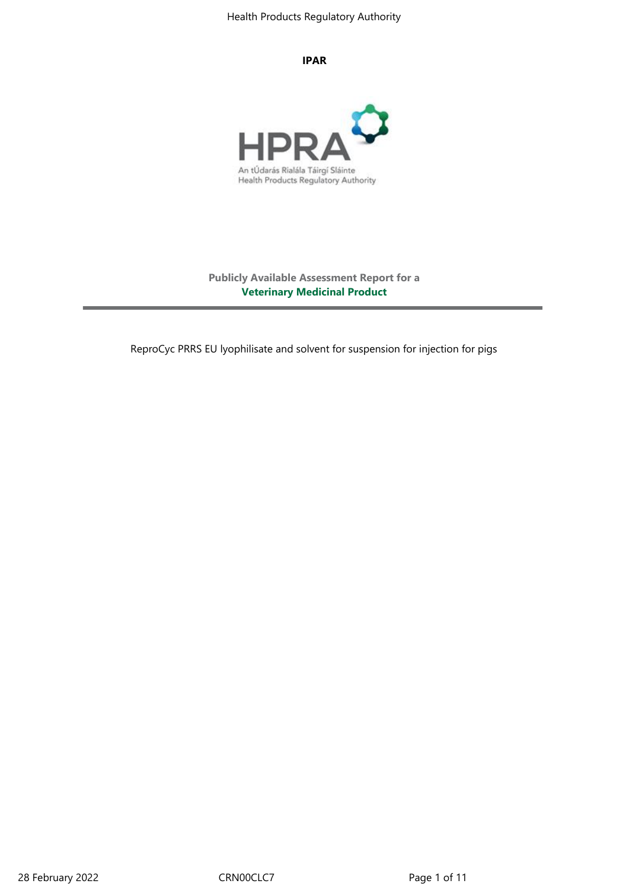**IPAR**

HPRA

An tÚdarás Rialála Táirgí Sláinte
Health Products Regulatory Authority

**Publicly Available Assessment Report for a**
**Veterinary Medicinal Product**

ReproCyc PRRS EU lyophilisate and solvent for suspension for injection for pigs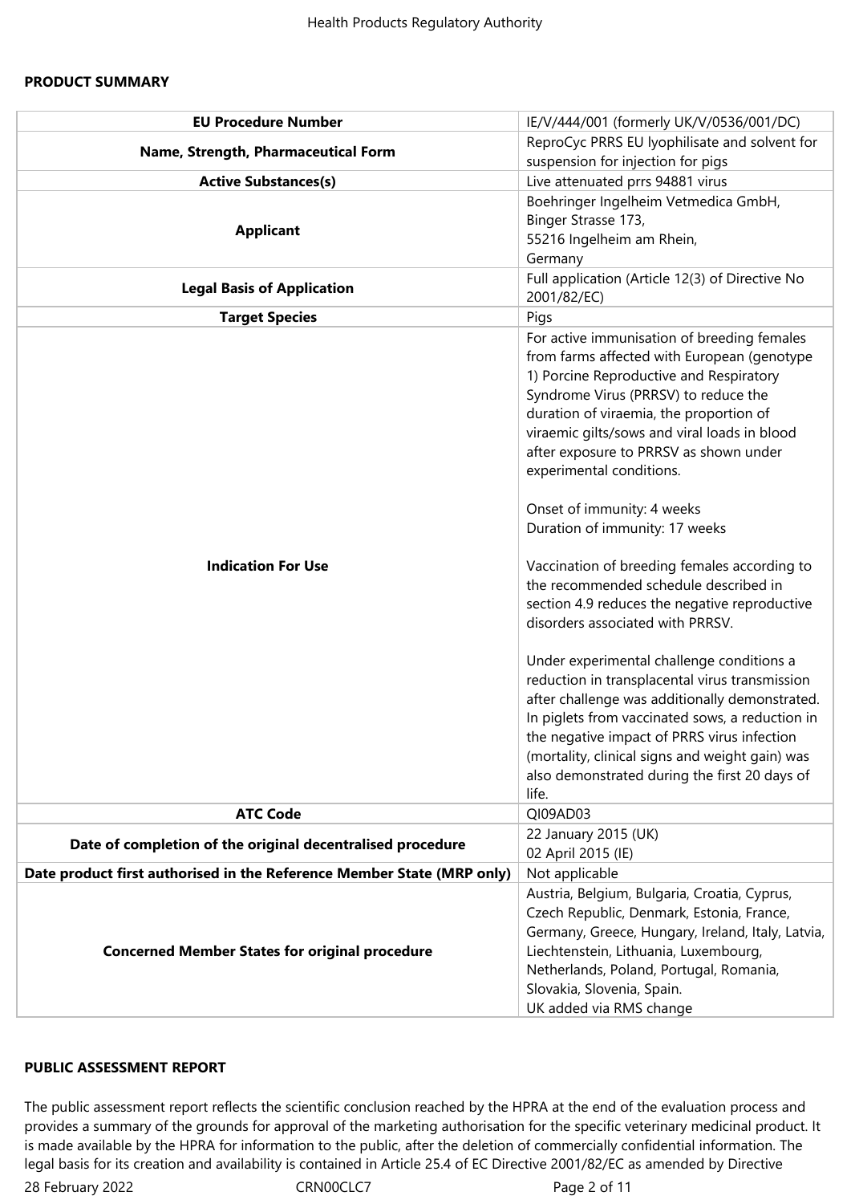## PRODUCT SUMMARY

| | |
|---|---|
| **EU Procedure Number** | IE/V/444/001 (formerly UK/V/0536/001/DC) |
| **Name, Strength, Pharmaceutical Form** | ReproCyc PRRS EU lyophilisate and solvent for suspension for injection for pigs |
| **Active Substances(s)** | Live attenuated prrs 94881 virus |
| **Applicant** | Boehringer Ingelheim Vetmedica GmbH,<br>Binger Strasse 173,<br>55216 Ingelheim am Rhein,<br>Germany |
| **Legal Basis of Application** | Full application (Article 12(3) of Directive No 2001/82/EC) |
| **Target Species** | Pigs |
| **Indication For Use** | For active immunisation of breeding females from farms affected with European (genotype 1) Porcine Reproductive and Respiratory Syndrome Virus (PRRSV) to reduce the duration of viraemia, the proportion of viraemic gilts/sows and viral loads in blood after exposure to PRRSV as shown under experimental conditions.<br><br>Onset of immunity: 4 weeks<br>Duration of immunity: 17 weeks<br><br>Vaccination of breeding females according to the recommended schedule described in section 4.9 reduces the negative reproductive disorders associated with PRRSV.<br><br>Under experimental challenge conditions a reduction in transplacental virus transmission after challenge was additionally demonstrated. In piglets from vaccinated sows, a reduction in the negative impact of PRRS virus infection (mortality, clinical signs and weight gain) was also demonstrated during the first 20 days of life. |
| **ATC Code** | QI09AD03 |
| **Date of completion of the original decentralised procedure** | 22 January 2015 (UK)<br>02 April 2015 (IE) |
| **Date product first authorised in the Reference Member State (MRP only)** | Not applicable |
| **Concerned Member States for original procedure** | Austria, Belgium, Bulgaria, Croatia, Cyprus, Czech Republic, Denmark, Estonia, France, Germany, Greece, Hungary, Ireland, Italy, Latvia, Liechtenstein, Lithuania, Luxembourg, Netherlands, Poland, Portugal, Romania, Slovakia, Slovenia, Spain.<br>UK added via RMS change |

## PUBLIC ASSESSMENT REPORT

The public assessment report reflects the scientific conclusion reached by the HPRA at the end of the evaluation process and provides a summary of the grounds for approval of the marketing authorisation for the specific veterinary medicinal product. It is made available by the HPRA for information to the public, after the deletion of commercially confidential information. The legal basis for its creation and availability is contained in Article 25.4 of EC Directive 2001/82/EC as amended by Directive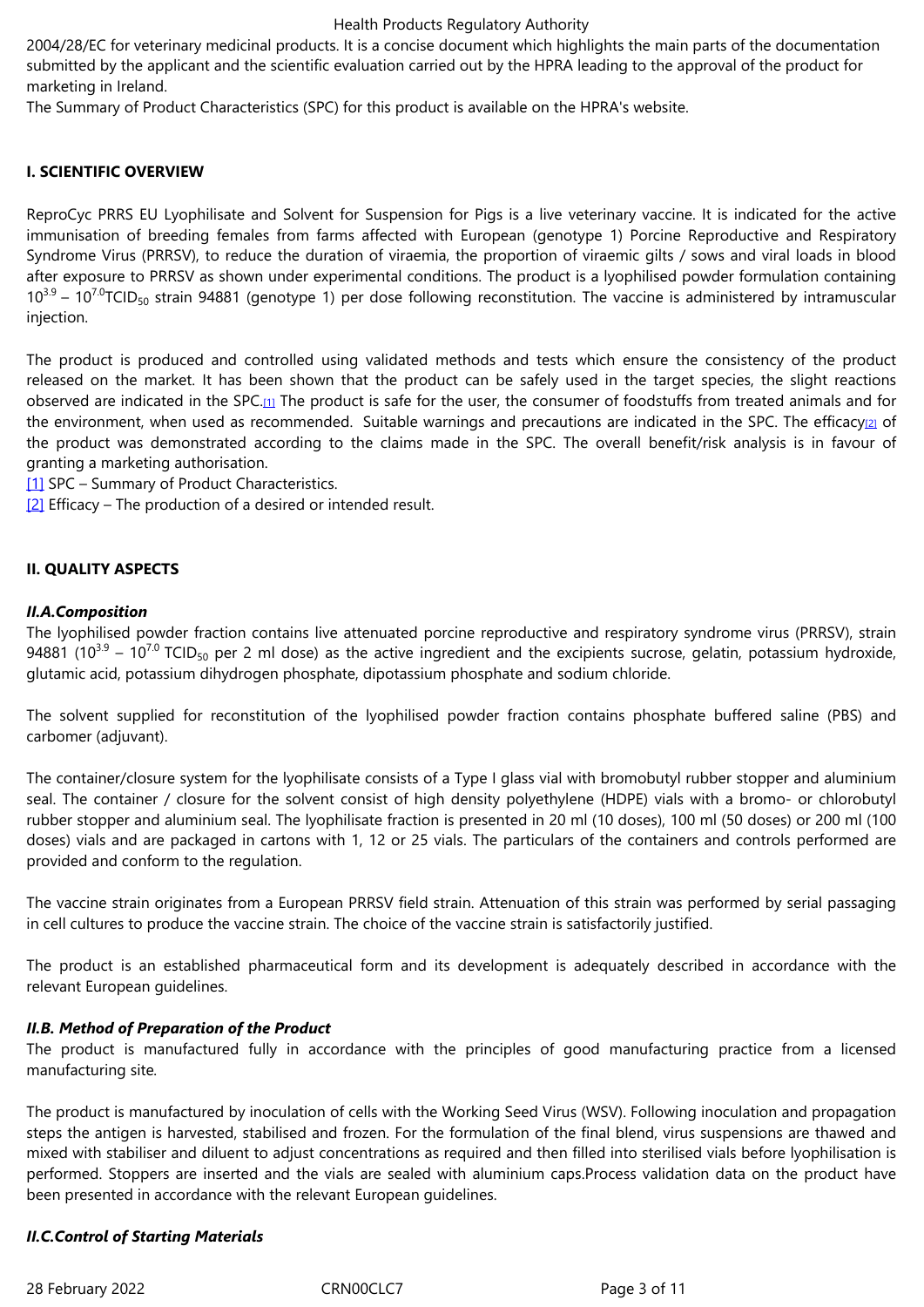2004/28/EC for veterinary medicinal products. It is a concise document which highlights the main parts of the documentation submitted by the applicant and the scientific evaluation carried out by the HPRA leading to the approval of the product for marketing in Ireland.

The Summary of Product Characteristics (SPC) for this product is available on the HPRA's website.

## I. SCIENTIFIC OVERVIEW

ReproCyc PRRS EU Lyophilisate and Solvent for Suspension for Pigs is a live veterinary vaccine. It is indicated for the active immunisation of breeding females from farms affected with European (genotype 1) Porcine Reproductive and Respiratory Syndrome Virus (PRRSV), to reduce the duration of viraemia, the proportion of viraemic gilts / sows and viral loads in blood after exposure to PRRSV as shown under experimental conditions. The product is a lyophilised powder formulation containing $10^{3.9}$ – $10^{7.0}$ $TCID_{50}$ strain 94881 (genotype 1) per dose following reconstitution. The vaccine is administered by intramuscular injection.

The product is produced and controlled using validated methods and tests which ensure the consistency of the product released on the market. It has been shown that the product can be safely used in the target species, the slight reactions observed are indicated in the SPC.[1] The product is safe for the user, the consumer of foodstuffs from treated animals and for the environment, when used as recommended. Suitable warnings and precautions are indicated in the SPC. The efficacy[2] of the product was demonstrated according to the claims made in the SPC. The overall benefit/risk analysis is in favour of granting a marketing authorisation.

[1] SPC – Summary of Product Characteristics.

[2] Efficacy – The production of a desired or intended result.

## II. QUALITY ASPECTS

### *II.A.Composition*

The lyophilised powder fraction contains live attenuated porcine reproductive and respiratory syndrome virus (PRRSV), strain 94881 ($10^{3.9}$ – $10^{7.0}$ $TCID_{50}$ per 2 ml dose) as the active ingredient and the excipients sucrose, gelatin, potassium hydroxide, glutamic acid, potassium dihydrogen phosphate, dipotassium phosphate and sodium chloride.

The solvent supplied for reconstitution of the lyophilised powder fraction contains phosphate buffered saline (PBS) and carbomer (adjuvant).

The container/closure system for the lyophilisate consists of a Type I glass vial with bromobutyl rubber stopper and aluminium seal. The container / closure for the solvent consist of high density polyethylene (HDPE) vials with a bromo- or chlorobutyl rubber stopper and aluminium seal. The lyophilisate fraction is presented in 20 ml (10 doses), 100 ml (50 doses) or 200 ml (100 doses) vials and are packaged in cartons with 1, 12 or 25 vials. The particulars of the containers and controls performed are provided and conform to the regulation.

The vaccine strain originates from a European PRRSV field strain. Attenuation of this strain was performed by serial passaging in cell cultures to produce the vaccine strain. The choice of the vaccine strain is satisfactorily justified.

The product is an established pharmaceutical form and its development is adequately described in accordance with the relevant European guidelines.

### *II.B. Method of Preparation of the Product*

The product is manufactured fully in accordance with the principles of good manufacturing practice from a licensed manufacturing site.

The product is manufactured by inoculation of cells with the Working Seed Virus (WSV). Following inoculation and propagation steps the antigen is harvested, stabilised and frozen. For the formulation of the final blend, virus suspensions are thawed and mixed with stabiliser and diluent to adjust concentrations as required and then filled into sterilised vials before lyophilisation is performed. Stoppers are inserted and the vials are sealed with aluminium caps.Process validation data on the product have been presented in accordance with the relevant European guidelines.

### *II.C.Control of Starting Materials*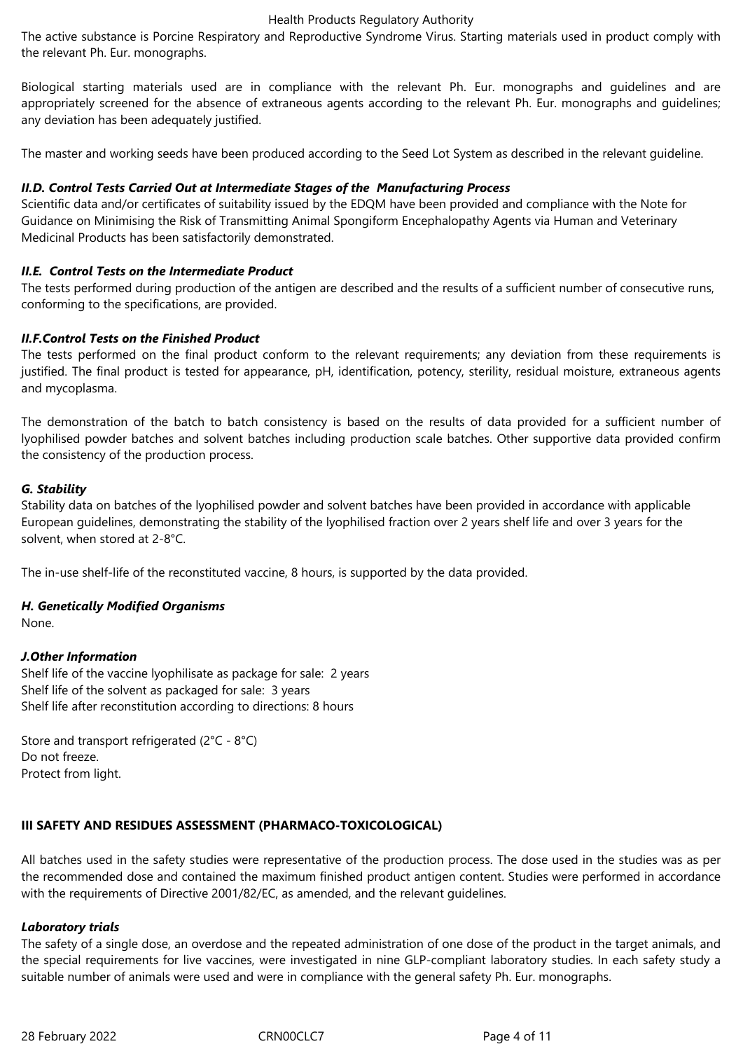The active substance is Porcine Respiratory and Reproductive Syndrome Virus. Starting materials used in product comply with the relevant Ph. Eur. monographs.

Biological starting materials used are in compliance with the relevant Ph. Eur. monographs and guidelines and are appropriately screened for the absence of extraneous agents according to the relevant Ph. Eur. monographs and guidelines; any deviation has been adequately justified.

The master and working seeds have been produced according to the Seed Lot System as described in the relevant guideline.

### *II.D. Control Tests Carried Out at Intermediate Stages of the Manufacturing Process*

Scientific data and/or certificates of suitability issued by the EDQM have been provided and compliance with the Note for Guidance on Minimising the Risk of Transmitting Animal Spongiform Encephalopathy Agents via Human and Veterinary Medicinal Products has been satisfactorily demonstrated.

### *II.E. Control Tests on the Intermediate Product*

The tests performed during production of the antigen are described and the results of a sufficient number of consecutive runs, conforming to the specifications, are provided.

### *II.F.Control Tests on the Finished Product*

The tests performed on the final product conform to the relevant requirements; any deviation from these requirements is justified. The final product is tested for appearance, pH, identification, potency, sterility, residual moisture, extraneous agents and mycoplasma.

The demonstration of the batch to batch consistency is based on the results of data provided for a sufficient number of lyophilised powder batches and solvent batches including production scale batches. Other supportive data provided confirm the consistency of the production process.

### *G. Stability*

Stability data on batches of the lyophilised powder and solvent batches have been provided in accordance with applicable European guidelines, demonstrating the stability of the lyophilised fraction over 2 years shelf life and over 3 years for the solvent, when stored at 2-8°C.

The in-use shelf-life of the reconstituted vaccine, 8 hours, is supported by the data provided.

### *H. Genetically Modified Organisms*

None.

### *J.Other Information*

Shelf life of the vaccine lyophilisate as package for sale: 2 years
Shelf life of the solvent as packaged for sale: 3 years
Shelf life after reconstitution according to directions: 8 hours

Store and transport refrigerated (2°C - 8°C)
Do not freeze.
Protect from light.

## III SAFETY AND RESIDUES ASSESSMENT (PHARMACO-TOXICOLOGICAL)

All batches used in the safety studies were representative of the production process. The dose used in the studies was as per the recommended dose and contained the maximum finished product antigen content. Studies were performed in accordance with the requirements of Directive 2001/82/EC, as amended, and the relevant guidelines.

### *Laboratory trials*

The safety of a single dose, an overdose and the repeated administration of one dose of the product in the target animals, and the special requirements for live vaccines, were investigated in nine GLP-compliant laboratory studies. In each safety study a suitable number of animals were used and were in compliance with the general safety Ph. Eur. monographs.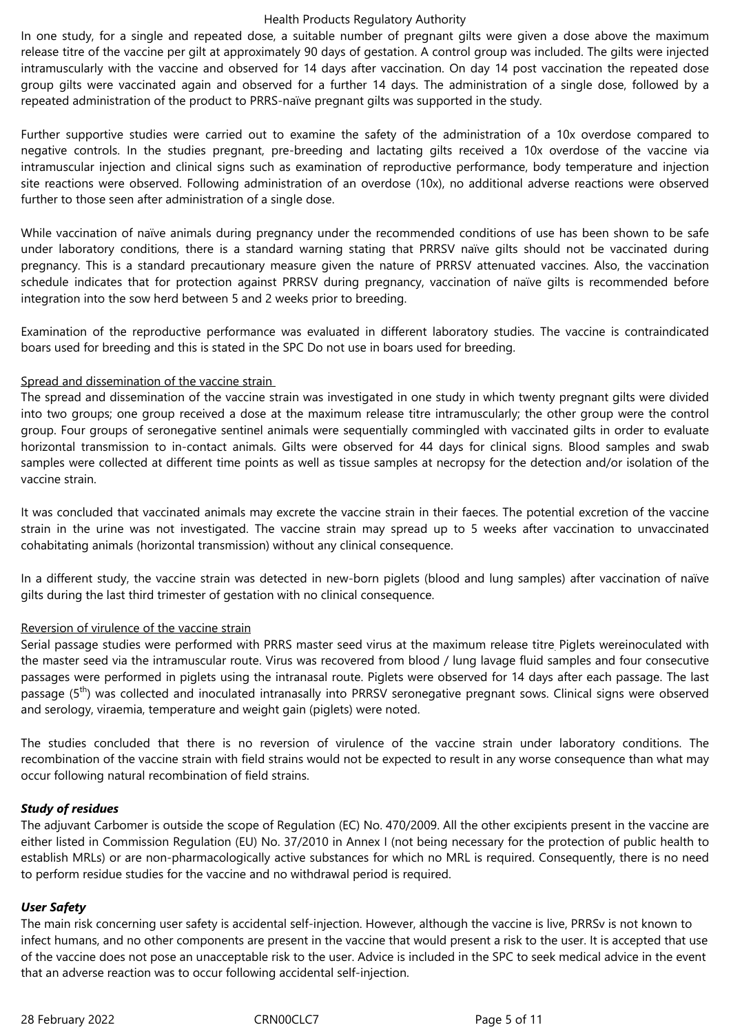In one study, for a single and repeated dose, a suitable number of pregnant gilts were given a dose above the maximum release titre of the vaccine per gilt at approximately 90 days of gestation. A control group was included. The gilts were injected intramuscularly with the vaccine and observed for 14 days after vaccination. On day 14 post vaccination the repeated dose group gilts were vaccinated again and observed for a further 14 days. The administration of a single dose, followed by a repeated administration of the product to PRRS-naïve pregnant gilts was supported in the study.

Further supportive studies were carried out to examine the safety of the administration of a 10x overdose compared to negative controls. In the studies pregnant, pre-breeding and lactating gilts received a 10x overdose of the vaccine via intramuscular injection and clinical signs such as examination of reproductive performance, body temperature and injection site reactions were observed. Following administration of an overdose (10x), no additional adverse reactions were observed further to those seen after administration of a single dose.

While vaccination of naïve animals during pregnancy under the recommended conditions of use has been shown to be safe under laboratory conditions, there is a standard warning stating that PRRSV naïve gilts should not be vaccinated during pregnancy. This is a standard precautionary measure given the nature of PRRSV attenuated vaccines. Also, the vaccination schedule indicates that for protection against PRRSV during pregnancy, vaccination of naïve gilts is recommended before integration into the sow herd between 5 and 2 weeks prior to breeding.

Examination of the reproductive performance was evaluated in different laboratory studies. The vaccine is contraindicated boars used for breeding and this is stated in the SPC Do not use in boars used for breeding.

Spread and dissemination of the vaccine strain

The spread and dissemination of the vaccine strain was investigated in one study in which twenty pregnant gilts were divided into two groups; one group received a dose at the maximum release titre intramuscularly; the other group were the control group. Four groups of seronegative sentinel animals were sequentially commingled with vaccinated gilts in order to evaluate horizontal transmission to in-contact animals. Gilts were observed for 44 days for clinical signs. Blood samples and swab samples were collected at different time points as well as tissue samples at necropsy for the detection and/or isolation of the vaccine strain.

It was concluded that vaccinated animals may excrete the vaccine strain in their faeces. The potential excretion of the vaccine strain in the urine was not investigated. The vaccine strain may spread up to 5 weeks after vaccination to unvaccinated cohabitating animals (horizontal transmission) without any clinical consequence.

In a different study, the vaccine strain was detected in new-born piglets (blood and lung samples) after vaccination of naïve gilts during the last third trimester of gestation with no clinical consequence.

Reversion of virulence of the vaccine strain

Serial passage studies were performed with PRRS master seed virus at the maximum release titre. Piglets wereinoculated with the master seed via the intramuscular route. Virus was recovered from blood / lung lavage fluid samples and four consecutive passages were performed in piglets using the intranasal route. Piglets were observed for 14 days after each passage. The last passage (5th) was collected and inoculated intranasally into PRRSV seronegative pregnant sows. Clinical signs were observed and serology, viraemia, temperature and weight gain (piglets) were noted.

The studies concluded that there is no reversion of virulence of the vaccine strain under laboratory conditions. The recombination of the vaccine strain with field strains would not be expected to result in any worse consequence than what may occur following natural recombination of field strains.

***Study of residues***

The adjuvant Carbomer is outside the scope of Regulation (EC) No. 470/2009. All the other excipients present in the vaccine are either listed in Commission Regulation (EU) No. 37/2010 in Annex I (not being necessary for the protection of public health to establish MRLs) or are non-pharmacologically active substances for which no MRL is required. Consequently, there is no need to perform residue studies for the vaccine and no withdrawal period is required.

***User Safety***

The main risk concerning user safety is accidental self-injection. However, although the vaccine is live, PRRSv is not known to infect humans, and no other components are present in the vaccine that would present a risk to the user. It is accepted that use of the vaccine does not pose an unacceptable risk to the user. Advice is included in the SPC to seek medical advice in the event that an adverse reaction was to occur following accidental self-injection.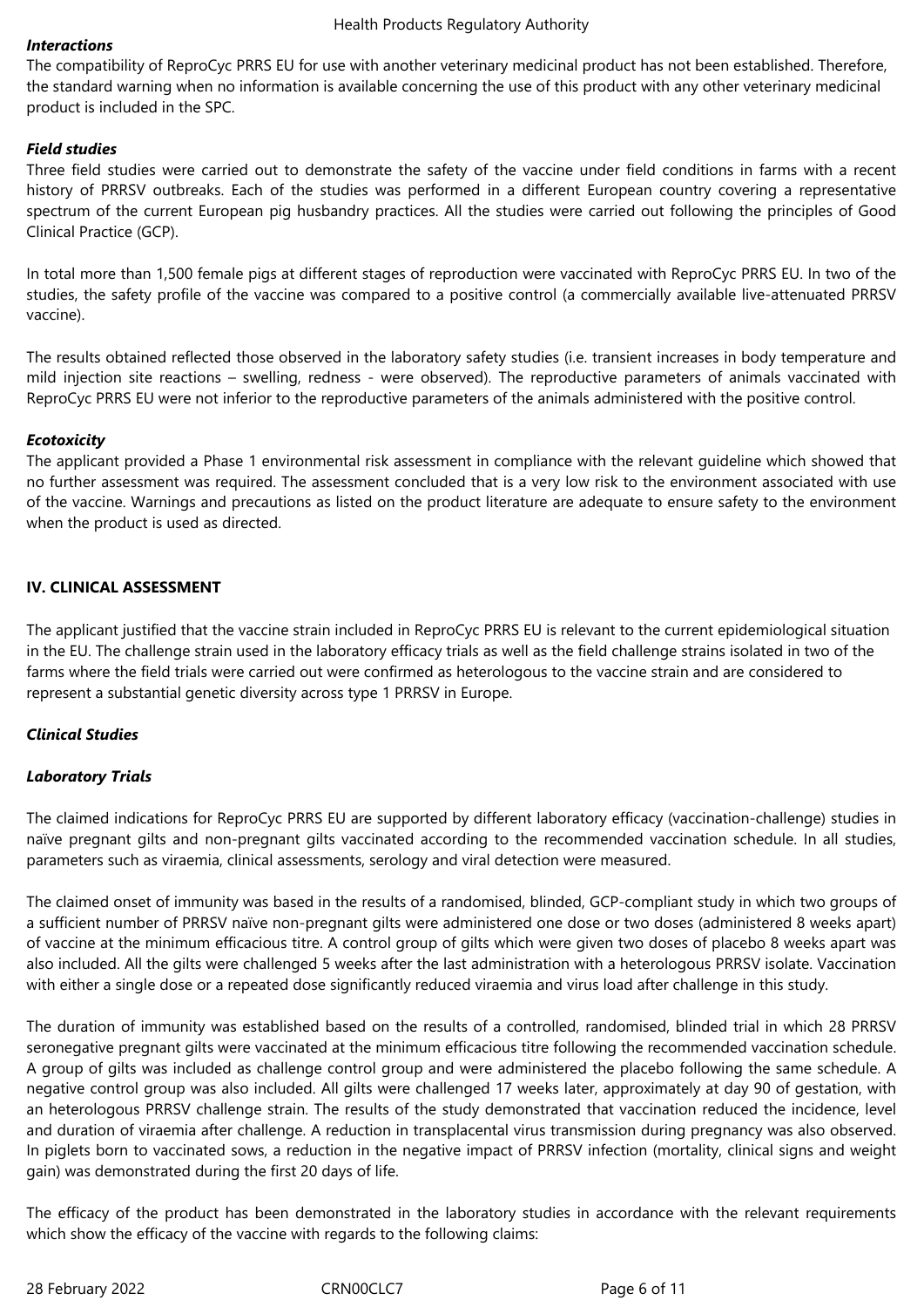***Interactions***

The compatibility of ReproCyc PRRS EU for use with another veterinary medicinal product has not been established. Therefore, the standard warning when no information is available concerning the use of this product with any other veterinary medicinal product is included in the SPC.

***Field studies***

Three field studies were carried out to demonstrate the safety of the vaccine under field conditions in farms with a recent history of PRRSV outbreaks. Each of the studies was performed in a different European country covering a representative spectrum of the current European pig husbandry practices. All the studies were carried out following the principles of Good Clinical Practice (GCP).

In total more than 1,500 female pigs at different stages of reproduction were vaccinated with ReproCyc PRRS EU. In two of the studies, the safety profile of the vaccine was compared to a positive control (a commercially available live-attenuated PRRSV vaccine).

The results obtained reflected those observed in the laboratory safety studies (i.e. transient increases in body temperature and mild injection site reactions – swelling, redness - were observed). The reproductive parameters of animals vaccinated with ReproCyc PRRS EU were not inferior to the reproductive parameters of the animals administered with the positive control.

***Ecotoxicity***

The applicant provided a Phase 1 environmental risk assessment in compliance with the relevant guideline which showed that no further assessment was required. The assessment concluded that is a very low risk to the environment associated with use of the vaccine. Warnings and precautions as listed on the product literature are adequate to ensure safety to the environment when the product is used as directed.

## IV. CLINICAL ASSESSMENT

The applicant justified that the vaccine strain included in ReproCyc PRRS EU is relevant to the current epidemiological situation in the EU. The challenge strain used in the laboratory efficacy trials as well as the field challenge strains isolated in two of the farms where the field trials were carried out were confirmed as heterologous to the vaccine strain and are considered to represent a substantial genetic diversity across type 1 PRRSV in Europe.

***Clinical Studies***

***Laboratory Trials***

The claimed indications for ReproCyc PRRS EU are supported by different laboratory efficacy (vaccination-challenge) studies in naïve pregnant gilts and non-pregnant gilts vaccinated according to the recommended vaccination schedule. In all studies, parameters such as viraemia, clinical assessments, serology and viral detection were measured.

The claimed onset of immunity was based in the results of a randomised, blinded, GCP-compliant study in which two groups of a sufficient number of PRRSV naïve non-pregnant gilts were administered one dose or two doses (administered 8 weeks apart) of vaccine at the minimum efficacious titre. A control group of gilts which were given two doses of placebo 8 weeks apart was also included. All the gilts were challenged 5 weeks after the last administration with a heterologous PRRSV isolate. Vaccination with either a single dose or a repeated dose significantly reduced viraemia and virus load after challenge in this study.

The duration of immunity was established based on the results of a controlled, randomised, blinded trial in which 28 PRRSV seronegative pregnant gilts were vaccinated at the minimum efficacious titre following the recommended vaccination schedule. A group of gilts was included as challenge control group and were administered the placebo following the same schedule. A negative control group was also included. All gilts were challenged 17 weeks later, approximately at day 90 of gestation, with an heterologous PRRSV challenge strain. The results of the study demonstrated that vaccination reduced the incidence, level and duration of viraemia after challenge. A reduction in transplacental virus transmission during pregnancy was also observed. In piglets born to vaccinated sows, a reduction in the negative impact of PRRSV infection (mortality, clinical signs and weight gain) was demonstrated during the first 20 days of life.

The efficacy of the product has been demonstrated in the laboratory studies in accordance with the relevant requirements which show the efficacy of the vaccine with regards to the following claims: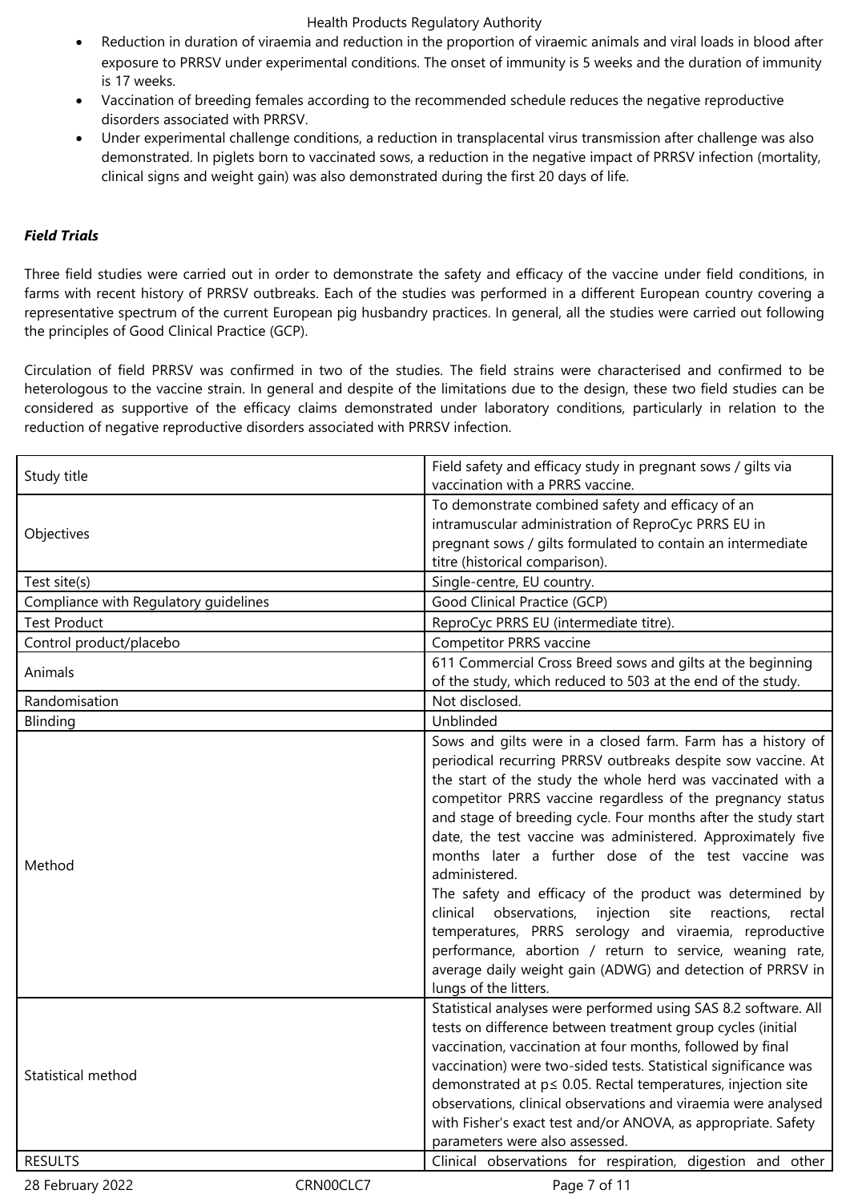- Reduction in duration of viraemia and reduction in the proportion of viraemic animals and viral loads in blood after exposure to PRRSV under experimental conditions. The onset of immunity is 5 weeks and the duration of immunity is 17 weeks.
- Vaccination of breeding females according to the recommended schedule reduces the negative reproductive disorders associated with PRRSV.
- Under experimental challenge conditions, a reduction in transplacental virus transmission after challenge was also demonstrated. In piglets born to vaccinated sows, a reduction in the negative impact of PRRSV infection (mortality, clinical signs and weight gain) was also demonstrated during the first 20 days of life.

***Field Trials***

Three field studies were carried out in order to demonstrate the safety and efficacy of the vaccine under field conditions, in farms with recent history of PRRSV outbreaks. Each of the studies was performed in a different European country covering a representative spectrum of the current European pig husbandry practices. In general, all the studies were carried out following the principles of Good Clinical Practice (GCP).

Circulation of field PRRSV was confirmed in two of the studies. The field strains were characterised and confirmed to be heterologous to the vaccine strain. In general and despite of the limitations due to the design, these two field studies can be considered as supportive of the efficacy claims demonstrated under laboratory conditions, particularly in relation to the reduction of negative reproductive disorders associated with PRRSV infection.

| Study title | Field safety and efficacy study in pregnant sows / gilts via vaccination with a PRRS vaccine. |
|---|---|
| Objectives | To demonstrate combined safety and efficacy of an intramuscular administration of ReproCyc PRRS EU in pregnant sows / gilts formulated to contain an intermediate titre (historical comparison). |
| Test site(s) | Single-centre, EU country. |
| Compliance with Regulatory guidelines | Good Clinical Practice (GCP) |
| Test Product | ReproCyc PRRS EU (intermediate titre). |
| Control product/placebo | Competitor PRRS vaccine |
| Animals | 611 Commercial Cross Breed sows and gilts at the beginning of the study, which reduced to 503 at the end of the study. |
| Randomisation | Not disclosed. |
| Blinding | Unblinded |
| Method | Sows and gilts were in a closed farm. Farm has a history of periodical recurring PRRSV outbreaks despite sow vaccine. At the start of the study the whole herd was vaccinated with a competitor PRRS vaccine regardless of the pregnancy status and stage of breeding cycle. Four months after the study start date, the test vaccine was administered. Approximately five months later a further dose of the test vaccine was administered.<br>The safety and efficacy of the product was determined by clinical observations, injection site reactions, rectal temperatures, PRRS serology and viraemia, reproductive performance, abortion / return to service, weaning rate, average daily weight gain (ADWG) and detection of PRRSV in lungs of the litters. |
| Statistical method | Statistical analyses were performed using SAS 8.2 software. All tests on difference between treatment group cycles (initial vaccination, vaccination at four months, followed by final vaccination) were two-sided tests. Statistical significance was demonstrated at $p \leq 0.05$. Rectal temperatures, injection site observations, clinical observations and viraemia were analysed with Fisher's exact test and/or ANOVA, as appropriate. Safety parameters were also assessed. |
| RESULTS | Clinical observations for respiration, digestion and other |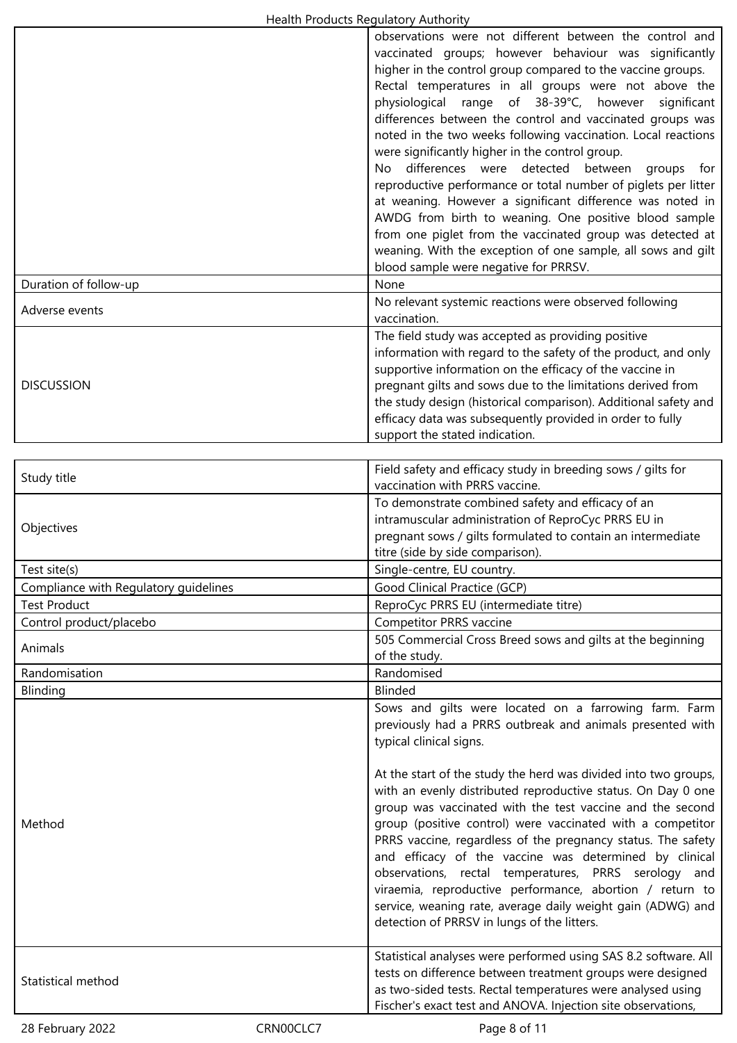| | |
|---|---|
| | observations were not different between the control and vaccinated groups; however behaviour was significantly higher in the control group compared to the vaccine groups. Rectal temperatures in all groups were not above the physiological range of 38-39°C, however significant differences between the control and vaccinated groups was noted in the two weeks following vaccination. Local reactions were significantly higher in the control group. No differences were detected between groups for reproductive performance or total number of piglets per litter at weaning. However a significant difference was noted in AWDG from birth to weaning. One positive blood sample from one piglet from the vaccinated group was detected at weaning. With the exception of one sample, all sows and gilt blood sample were negative for PRRSV. |
| Duration of follow-up | None |
| Adverse events | No relevant systemic reactions were observed following vaccination. |
| DISCUSSION | The field study was accepted as providing positive information with regard to the safety of the product, and only supportive information on the efficacy of the vaccine in pregnant gilts and sows due to the limitations derived from the study design (historical comparison). Additional safety and efficacy data was subsequently provided in order to fully support the stated indication. |

| | |
|---|---|
| Study title | Field safety and efficacy study in breeding sows / gilts for vaccination with PRRS vaccine. |
| Objectives | To demonstrate combined safety and efficacy of an intramuscular administration of ReproCyc PRRS EU in pregnant sows / gilts formulated to contain an intermediate titre (side by side comparison). |
| Test site(s) | Single-centre, EU country. |
| Compliance with Regulatory guidelines | Good Clinical Practice (GCP) |
| Test Product | ReproCyc PRRS EU (intermediate titre) |
| Control product/placebo | Competitor PRRS vaccine |
| Animals | 505 Commercial Cross Breed sows and gilts at the beginning of the study. |
| Randomisation | Randomised |
| Blinding | Blinded |
| Method | Sows and gilts were located on a farrowing farm. Farm previously had a PRRS outbreak and animals presented with typical clinical signs.<br><br>At the start of the study the herd was divided into two groups, with an evenly distributed reproductive status. On Day 0 one group was vaccinated with the test vaccine and the second group (positive control) were vaccinated with a competitor PRRS vaccine, regardless of the pregnancy status. The safety and efficacy of the vaccine was determined by clinical observations, rectal temperatures, PRRS serology and viraemia, reproductive performance, abortion / return to service, weaning rate, average daily weight gain (ADWG) and detection of PRRSV in lungs of the litters. |
| Statistical method | Statistical analyses were performed using SAS 8.2 software. All tests on difference between treatment groups were designed as two-sided tests. Rectal temperatures were analysed using Fischer's exact test and ANOVA. Injection site observations, |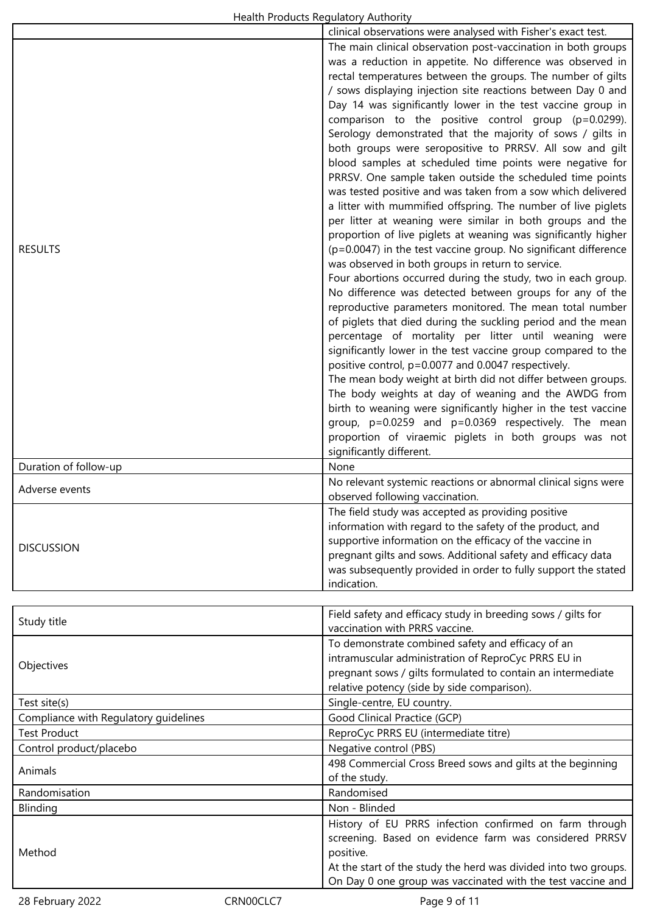| | |
|---|---|
| | clinical observations were analysed with Fisher's exact test. |
| RESULTS | The main clinical observation post-vaccination in both groups was a reduction in appetite. No difference was observed in rectal temperatures between the groups. The number of gilts / sows displaying injection site reactions between Day 0 and Day 14 was significantly lower in the test vaccine group in comparison to the positive control group (p=0.0299). Serology demonstrated that the majority of sows / gilts in both groups were seropositive to PRRSV. All sow and gilt blood samples at scheduled time points were negative for PRRSV. One sample taken outside the scheduled time points was tested positive and was taken from a sow which delivered a litter with mummified offspring. The number of live piglets per litter at weaning were similar in both groups and the proportion of live piglets at weaning was significantly higher (p=0.0047) in the test vaccine group. No significant difference was observed in both groups in return to service.<br>Four abortions occurred during the study, two in each group. No difference was detected between groups for any of the reproductive parameters monitored. The mean total number of piglets that died during the suckling period and the mean percentage of mortality per litter until weaning were significantly lower in the test vaccine group compared to the positive control, p=0.0077 and 0.0047 respectively.<br>The mean body weight at birth did not differ between groups. The body weights at day of weaning and the AWDG from birth to weaning were significantly higher in the test vaccine group, p=0.0259 and p=0.0369 respectively. The mean proportion of viraemic piglets in both groups was not significantly different. |
| Duration of follow-up | None |
| Adverse events | No relevant systemic reactions or abnormal clinical signs were observed following vaccination. |
| DISCUSSION | The field study was accepted as providing positive information with regard to the safety of the product, and supportive information on the efficacy of the vaccine in pregnant gilts and sows. Additional safety and efficacy data was subsequently provided in order to fully support the stated indication. |

| | |
|---|---|
| Study title | Field safety and efficacy study in breeding sows / gilts for vaccination with PRRS vaccine. |
| Objectives | To demonstrate combined safety and efficacy of an intramuscular administration of ReproCyc PRRS EU in pregnant sows / gilts formulated to contain an intermediate relative potency (side by side comparison). |
| Test site(s) | Single-centre, EU country. |
| Compliance with Regulatory guidelines | Good Clinical Practice (GCP) |
| Test Product | ReproCyc PRRS EU (intermediate titre) |
| Control product/placebo | Negative control (PBS) |
| Animals | 498 Commercial Cross Breed sows and gilts at the beginning of the study. |
| Randomisation | Randomised |
| Blinding | Non - Blinded |
| Method | History of EU PRRS infection confirmed on farm through screening. Based on evidence farm was considered PRRSV positive.<br>At the start of the study the herd was divided into two groups. On Day 0 one group was vaccinated with the test vaccine and |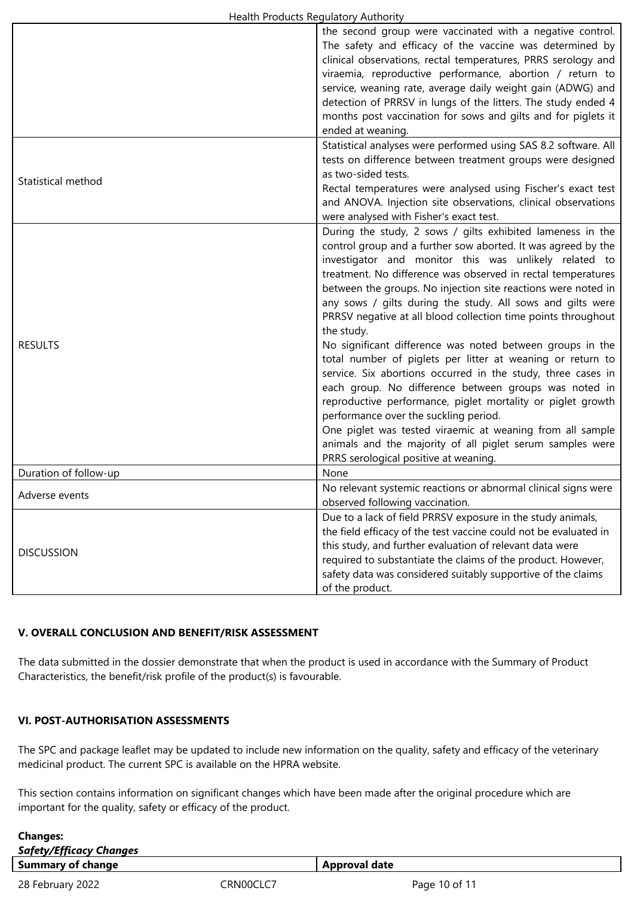| | |
|---|---|
| | the second group were vaccinated with a negative control. The safety and efficacy of the vaccine was determined by clinical observations, rectal temperatures, PRRS serology and viraemia, reproductive performance, abortion / return to service, weaning rate, average daily weight gain (ADWG) and detection of PRRSV in lungs of the litters. The study ended 4 months post vaccination for sows and gilts and for piglets it ended at weaning. |
| Statistical method | Statistical analyses were performed using SAS 8.2 software. All tests on difference between treatment groups were designed as two-sided tests. Rectal temperatures were analysed using Fischer's exact test and ANOVA. Injection site observations, clinical observations were analysed with Fisher's exact test. |
| RESULTS | During the study, 2 sows / gilts exhibited lameness in the control group and a further sow aborted. It was agreed by the investigator and monitor this was unlikely related to treatment. No difference was observed in rectal temperatures between the groups. No injection site reactions were noted in any sows / gilts during the study. All sows and gilts were PRRSV negative at all blood collection time points throughout the study. No significant difference was noted between groups in the total number of piglets per litter at weaning or return to service. Six abortions occurred in the study, three cases in each group. No difference between groups was noted in reproductive performance, piglet mortality or piglet growth performance over the suckling period. One piglet was tested viraemic at weaning from all sample animals and the majority of all piglet serum samples were PRRS serological positive at weaning. |
| Duration of follow-up | None |
| Adverse events | No relevant systemic reactions or abnormal clinical signs were observed following vaccination. |
| DISCUSSION | Due to a lack of field PRRSV exposure in the study animals, the field efficacy of the test vaccine could not be evaluated in this study, and further evaluation of relevant data were required to substantiate the claims of the product. However, safety data was considered suitably supportive of the claims of the product. |

## V. OVERALL CONCLUSION AND BENEFIT/RISK ASSESSMENT

The data submitted in the dossier demonstrate that when the product is used in accordance with the Summary of Product Characteristics, the benefit/risk profile of the product(s) is favourable.

## VI. POST-AUTHORISATION ASSESSMENTS

The SPC and package leaflet may be updated to include new information on the quality, safety and efficacy of the veterinary medicinal product. The current SPC is available on the HPRA website.

This section contains information on significant changes which have been made after the original procedure which are important for the quality, safety or efficacy of the product.

**Changes:**

***Safety/Efficacy Changes***

| Summary of change | Approval date |
|---|---|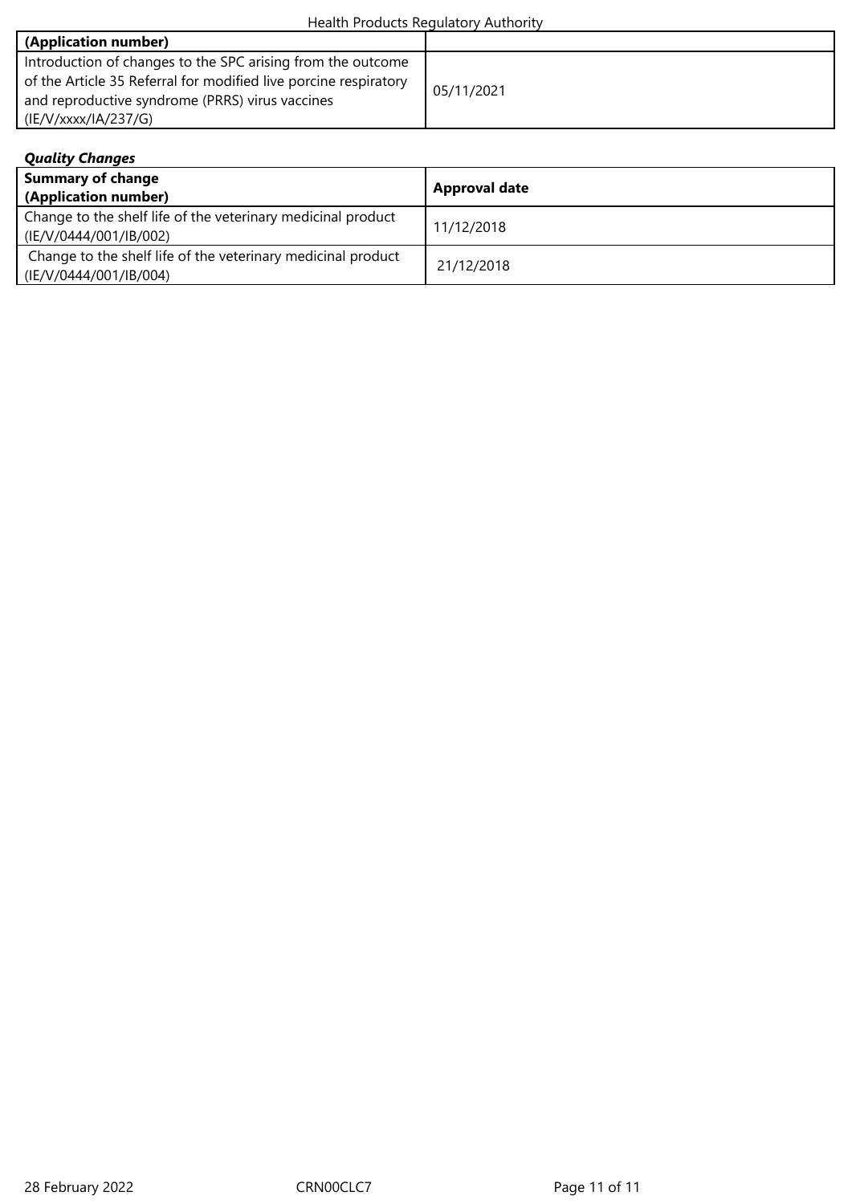| (Application number) | |
|---|---|
| Introduction of changes to the SPC arising from the outcome of the Article 35 Referral for modified live porcine respiratory and reproductive syndrome (PRRS) virus vaccines (IE/V/xxxx/IA/237/G) | 05/11/2021 |

***Quality Changes***

| **Summary of change (Application number)** | **Approval date** |
|---|---|
| Change to the shelf life of the veterinary medicinal product (IE/V/0444/001/IB/002) | 11/12/2018 |
| Change to the shelf life of the veterinary medicinal product (IE/V/0444/001/IB/004) | 21/12/2018 |